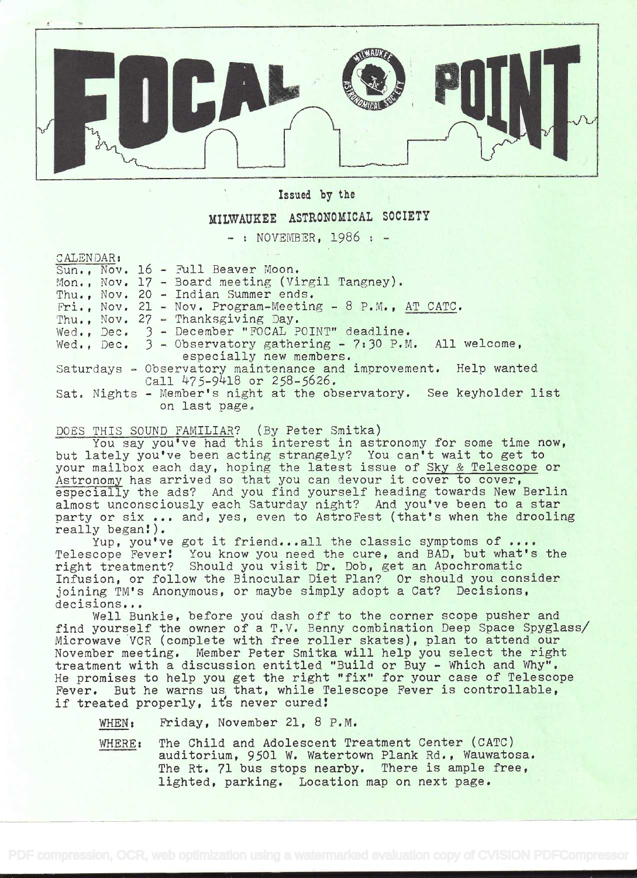# FOCAL POINT

Issued by the

## MILWAUKEE ASTRONOMICAL SOCIETY

- : NOVEMBER, 1986 : -

CALENDAR:

- Sun., Nov. 16 - Full Beaver Moon.
- Mon., Nov. 17 - Board meeting (Virgil Tangney).
- Thu., Nov. 20 - Indian Summer ends.
- Fri., Nov. 21 - Nov. Program-Meeting - 8 P.M., AT CATC.
- Thu., Nov. 27 - Thanksgiving Day.
- Wed., Dec. 3 - December "FOCAL POINT" deadline.
- Wed., Dec. 3 - Observatory gathering - 7:30 P.M. All welcome, especially new members.
- Saturdays - Observatory maintenance and improvement. Help wanted Call 475-9418 or 258-5626.
- Sat. Nights - Member's night at the observatory. See keyholder list on last page.

DOES THIS SOUND FAMILIAR? (By Peter Smitka)

You say you've had this interest in astronomy for some time now, but lately you've been acting strangely? You can't wait to get to your mailbox each day, hoping the latest issue of Sky & Telescope or Astronomy has arrived so that you can devour it cover to cover, especially the ads? And you find yourself heading towards New Berlin almost unconsciously each Saturday night? And you've been to a star party or six ... and, yes, even to AstroFest (that's when the drooling really began!).

Yup, you've got it friend...all the classic symptoms of .... Telescope Fever! You know you need the cure, and BAD, but what's the right treatment? Should you visit Dr. Dob, get an Apochromatic Infusion, or follow the Binocular Diet Plan? Or should you consider joining TM's Anonymous, or maybe simply adopt a Cat? Decisions, decisions...

Well Bunkie, before you dash off to the corner scope pusher and find yourself the owner of a T.V. Benny combination Deep Space Spyglass/ Microwave VCR (complete with free roller skates), plan to attend our November meeting. Member Peter Smitka will help you select the right treatment with a discussion entitled "Build or Buy - Which and Why". He promises to help you get the right "fix" for your case of Telescope Fever. But he warns us that, while Telescope Fever is controllable, if treated properly, it's never cured!

WHEN: Friday, November 21, 8 P.M.

WHERE: The Child and Adolescent Treatment Center (CATC) auditorium, 9501 W. Watertown Plank Rd., Wauwatosa. The Rt. 71 bus stops nearby. There is ample free, lighted, parking. Location map on next page.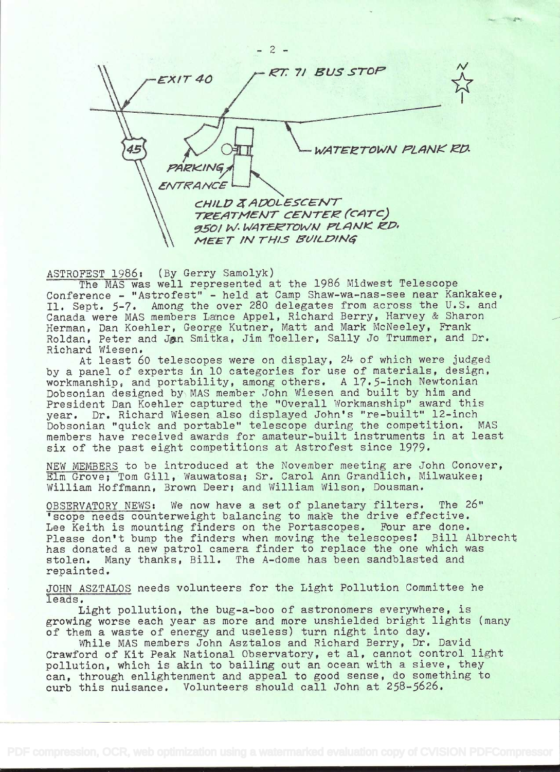EXIT 40

RT. 71 BUS STOP

N

45

WATERTOWN PLANK RD.

PARKING

ENTRANCE

CHILD & ADOLESCENT TREATMENT CENTER (CATC) 9501 W. WATERTOWN PLANK RD. MEET IN THIS BUILDING

ASTROFEST 1986: (By Gerry Samolyk)

The MAS was well represented at the 1986 Midwest Telescope Conference - "Astrofest" - held at Camp Shaw-wa-nas-see near Kankakee, Il. Sept. 5-7. Among the over 280 delegates from across the U.S. and Canada were MAS members Lance Appel, Richard Berry, Harvey & Sharon Herman, Dan Koehler, George Kutner, Matt and Mark McNeeley, Frank Roldan, Peter and Jan Smitka, Jim Toeller, Sally Jo Trummer, and Dr. Richard Wiesen.

At least 60 telescopes were on display, 24 of which were judged by a panel of experts in 10 categories for use of materials, design, workmanship, and portability, among others. A 17.5-inch Newtonian Dobsonian designed by MAS member John Wiesen and built by him and President Dan Koehler captured the "Overall Workmanship" award this year. Dr. Richard Wiesen also displayed John's "re-built" 12-inch Dobsonian "quick and portable" telescope during the competition. MAS members have received awards for amateur-built instruments in at least six of the past eight competitions at Astrofest since 1979.

NEW MEMBERS to be introduced at the November meeting are John Conover, Elm Grove; Tom Gill, Wauwatosa; Sr. Carol Ann Grandlich, Milwaukee; William Hoffmann, Brown Deer; and William Wilson, Dousman.

OBSERVATORY NEWS: We now have a set of planetary filters. The 26" 'scope needs counterweight balancing to make the drive effective. Lee Keith is mounting finders on the Portascopes. Four are done. Please don't bump the finders when moving the telescopes! Bill Albrecht has donated a new patrol camera finder to replace the one which was stolen. Many thanks, Bill. The A-dome has been sandblasted and repainted.

JOHN ASZTALOS needs volunteers for the Light Pollution Committee he leads.

Light pollution, the bug-a-boo of astronomers everywhere, is growing worse each year as more and more unshielded bright lights (many of them a waste of energy and useless) turn night into day.

While MAS members John Asztalos and Richard Berry, Dr. David Crawford of Kit Peak National Observatory, et al, cannot control light pollution, which is akin to bailing out an ocean with a sieve, they can, through enlightenment and appeal to good sense, do something to curb this nuisance. Volunteers should call John at 258-5626.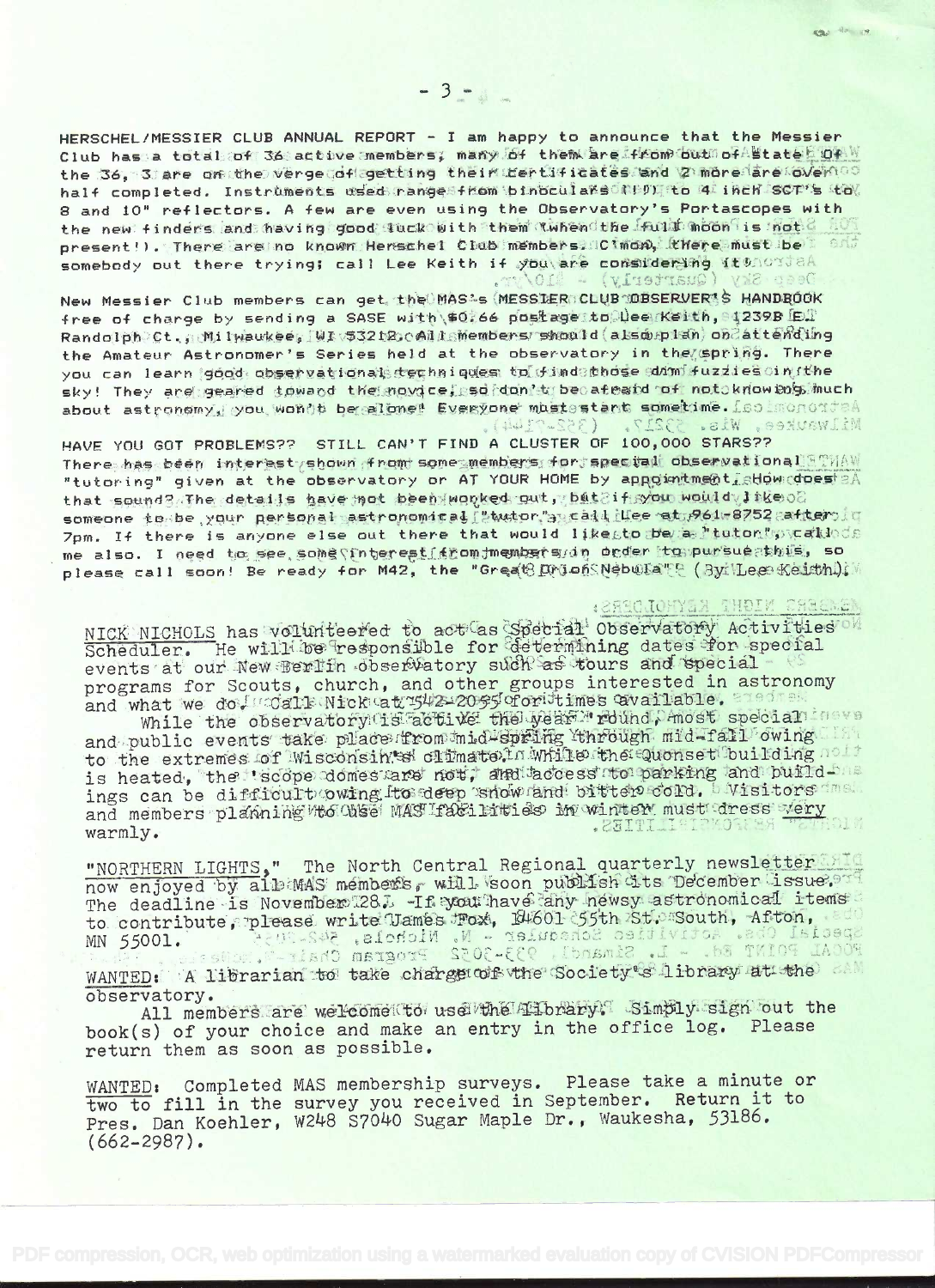HERSCHEL/MESSIER CLUB ANNUAL REPORT - I am happy to announce that the Messier Club has a total of 36 active members; many of them are from out of state. Of the 36, 3 are on the verge of getting their certificates and 2 more are over half completed. Instruments used range from binoculars (!!) to 4 inch SCT's to 8 and 10" reflectors. A few are even using the Observatory's Portascopes with the new finders and having good luck with them (when the full moon is not present!). There are no known Herschel Club members. C'mon, there must be somebody out there trying; call Lee Keith if you are considering it!

New Messier Club members can get the MAS's MESSIER CLUB OBSERVER'S HANDBOOK free of charge by sending a SASE with $0.66 postage to Lee Keith, 1239B E. Randolph Ct., Milwaukee, WI 53212. All members should also plan on attending the Amateur Astronomer's Series held at the observatory in the spring. There you can learn good observational techniques to find those dim fuzzies in the sky! They are geared toward the novice, so don't be afraid of not knowing much about astronomy, you won't be alone! Everyone must start sometime.

HAVE YOU GOT PROBLEMS?? STILL CAN'T FIND A CLUSTER OF 100,000 STARS?? There has been interest shown from some members for special observational "tutoring" given at the observatory or AT YOUR HOME by appointment. How does that sound? The details have not been worked out, but if you would like someone to be your personal astronomical "tutor", call Lee at 961-8752 after 7pm. If there is anyone else out there that would like to be a "tutor", call me also. I need to see some interest from members in order to pursue this, so please call soon! Be ready for M42, the "Great Orion Nebula"! (By Lee Keith).

NICK NICHOLS has volunteered to act as Special Observatory Activities Scheduler. He will be responsible for determining dates for special events at our New Berlin observatory such as tours and special programs for Scouts, church, and other groups interested in astronomy and what we do. Call Nick at 542-2055 for times available.

While the observatory is active the year 'round, most special and public events take place from mid-spring through mid-fall owing to the extremes of Wisconsin's climate. While the Quonset building is heated, the 'scope domes are not, and access to parking and buildings can be difficult owing to deep snow and bitter cold. Visitors and members planning to use MAS facilities in winter must dress very warmly.

"NORTHERN LIGHTS," The North Central Regional quarterly newsletter now enjoyed by all MAS members, will soon publish its December issue. The deadline is November 28. If you have any newsy astronomical items to contribute, please write James Fox, 14601 55th St. South, Afton, MN 55001.

WANTED: A librarian to take charge of the Society's library at the observatory.

All members are welcome to use the library. Simply sign out the book(s) of your choice and make an entry in the office log. Please return them as soon as possible.

WANTED: Completed MAS membership surveys. Please take a minute or two to fill in the survey you received in September. Return it to Pres. Dan Koehler, W248 S7040 Sugar Maple Dr., Waukesha, 53186. (662-2987).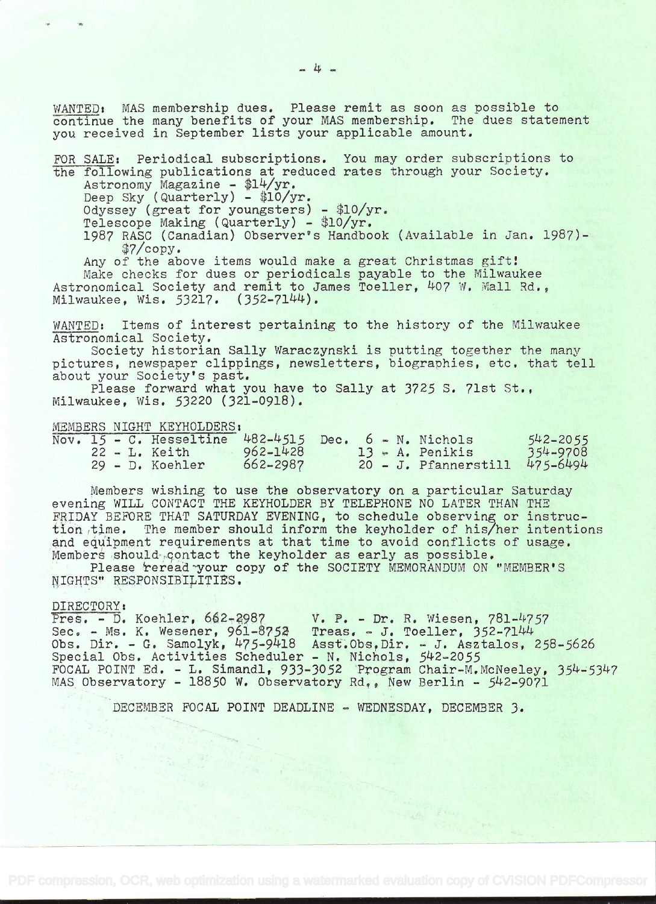WANTED: MAS membership dues. Please remit as soon as possible to continue the many benefits of your MAS membership. The dues statement you received in September lists your applicable amount.

FOR SALE: Periodical subscriptions. You may order subscriptions to the following publications at reduced rates through your Society.

Astronomy Magazine - $14/yr.
Deep Sky (Quarterly) - $10/yr.
Odyssey (great for youngsters) - $10/yr.
Telescope Making (Quarterly) - $10/yr.
1987 RASC (Canadian) Observer's Handbook (Available in Jan. 1987)- $7/copy.

Any of the above items would make a great Christmas gift!

Make checks for dues or periodicals payable to the Milwaukee Astronomical Society and remit to James Toeller, 407 W. Mall Rd., Milwaukee, Wis. 53217. (352-7144).

WANTED: Items of interest pertaining to the history of the Milwaukee Astronomical Society.

Society historian Sally Waraczynski is putting together the many pictures, newspaper clippings, newsletters, biographies, etc. that tell about your Society's past.

Please forward what you have to Sally at 3725 S. 71st St., Milwaukee, Wis. 53220 (321-0918).

MEMBERS NIGHT KEYHOLDERS:

| | | | | | |
|---|---|---|---|---|---|
| Nov. 15 | C. Hesseltine | 482-4515 | Dec. 6 | N. Nichols | 542-2055 |
| 22 | L. Keith | 962-1428 | 13 | A. Penikis | 354-9708 |
| 29 | D. Koehler | 662-2987 | 20 | J. Pfannerstill | 475-6494 |

Members wishing to use the observatory on a particular Saturday evening WILL CONTACT THE KEYHOLDER BY TELEPHONE NO LATER THAN THE FRIDAY BEFORE THAT SATURDAY EVENING, to schedule observing or instruction time. The member should inform the keyholder of his/her intentions and equipment requirements at that time to avoid conflicts of usage. Members should contact the keyholder as early as possible.

Please reread your copy of the SOCIETY MEMORANDUM ON "MEMBER'S NIGHTS" RESPONSIBILITIES.

DIRECTORY:

Pres. - D. Koehler, 662-2987 V. P. - Dr. R. Wiesen, 781-4757
Sec. - Ms. K. Wesener, 961-8752 Treas. - J. Toeller, 352-7144
Obs. Dir. - G. Samolyk, 475-9418 Asst.Obs.Dir. - J. Asztalos, 258-5626
Special Obs. Activities Scheduler - N. Nichols, 542-2055
FOCAL POINT Ed. - L. Simandl, 933-3052 Program Chair-M.McNeeley, 354-5347
MAS Observatory - 18850 W. Observatory Rd., New Berlin - 542-9071

DECEMBER FOCAL POINT DEADLINE - WEDNESDAY, DECEMBER 3.